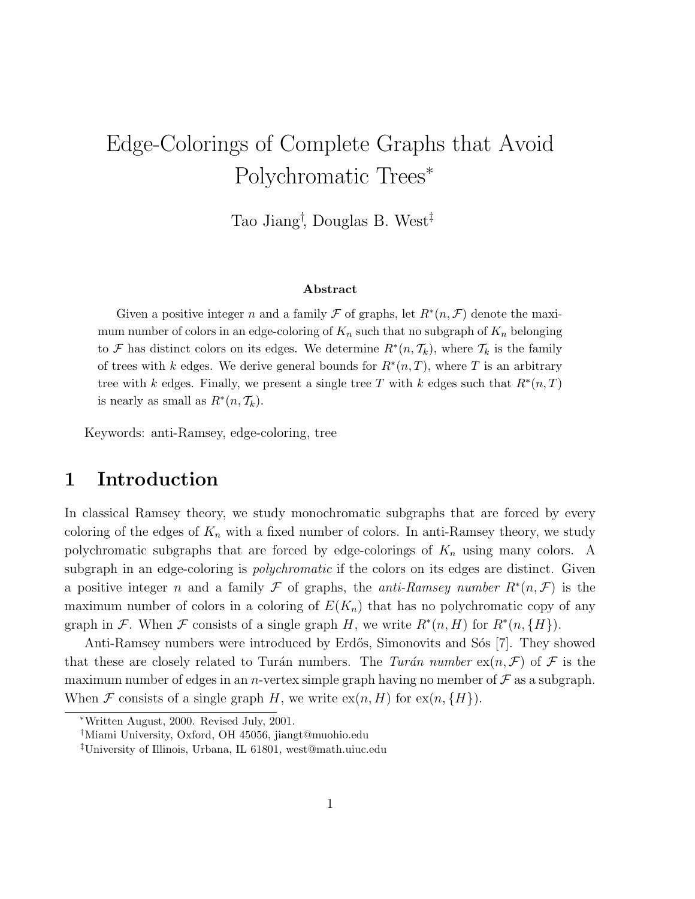# Edge-Colorings of Complete Graphs that Avoid Polychromatic Trees*

Tao Jiang[†], Douglas B. West[‡]

### Abstract

Given a positive integer $n$ and a family $\mathcal{F}$ of graphs, let $R^*(n, \mathcal{F})$ denote the maximum number of colors in an edge-coloring of $K_n$ such that no subgraph of $K_n$ belonging to $\mathcal{F}$ has distinct colors on its edges. We determine $R^*(n, \mathcal{T}_k)$, where $\mathcal{T}_k$ is the family of trees with $k$ edges. We derive general bounds for $R^*(n, T)$, where $T$ is an arbitrary tree with $k$ edges. Finally, we present a single tree $T$ with $k$ edges such that $R^*(n, T)$ is nearly as small as $R^*(n, \mathcal{T}_k)$.

Keywords: anti-Ramsey, edge-coloring, tree

## 1 Introduction

In classical Ramsey theory, we study monochromatic subgraphs that are forced by every coloring of the edges of $K_n$ with a fixed number of colors. In anti-Ramsey theory, we study polychromatic subgraphs that are forced by edge-colorings of $K_n$ using many colors. A subgraph in an edge-coloring is *polychromatic* if the colors on its edges are distinct. Given a positive integer $n$ and a family $\mathcal{F}$ of graphs, the *anti-Ramsey number* $R^*(n, \mathcal{F})$ is the maximum number of colors in a coloring of $E(K_n)$ that has no polychromatic copy of any graph in $\mathcal{F}$. When $\mathcal{F}$ consists of a single graph $H$, we write $R^*(n, H)$ for $R^*(n, \{H\})$.

Anti-Ramsey numbers were introduced by Erdős, Simonovits and Sós [7]. They showed that these are closely related to Turán numbers. The *Turán number* $\mathrm{ex}(n, \mathcal{F})$ of $\mathcal{F}$ is the maximum number of edges in an $n$-vertex simple graph having no member of $\mathcal{F}$ as a subgraph. When $\mathcal{F}$ consists of a single graph $H$, we write $\mathrm{ex}(n, H)$ for $\mathrm{ex}(n, \{H\})$.

*Written August, 2000. Revised July, 2001.

[†]Miami University, Oxford, OH 45056, jiangt@muohio.edu

[‡]University of Illinois, Urbana, IL 61801, west@math.uiuc.edu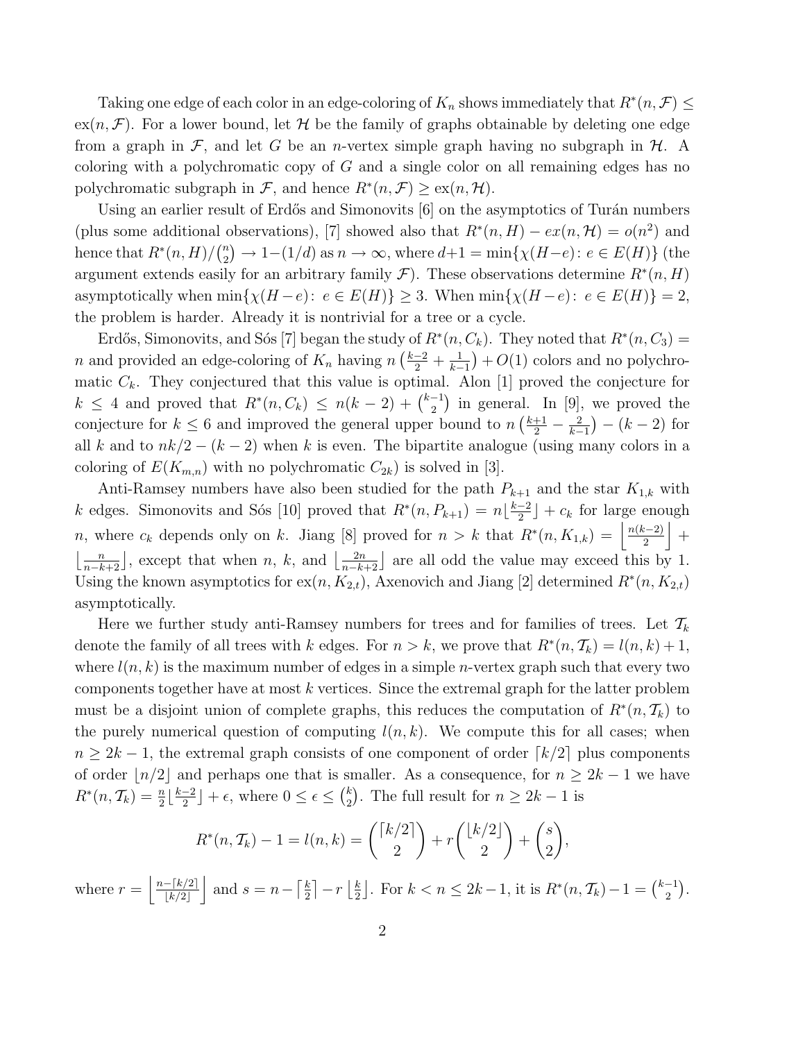Taking one edge of each color in an edge-coloring of $K_n$ shows immediately that $R^*(n, \mathcal{F}) \leq \text{ex}(n, \mathcal{F})$. For a lower bound, let $\mathcal{H}$ be the family of graphs obtainable by deleting one edge from a graph in $\mathcal{F}$, and let $G$ be an $n$-vertex simple graph having no subgraph in $\mathcal{H}$. A coloring with a polychromatic copy of $G$ and a single color on all remaining edges has no polychromatic subgraph in $\mathcal{F}$, and hence $R^*(n, \mathcal{F}) \geq \text{ex}(n, \mathcal{H})$.

Using an earlier result of Erdős and Simonovits [6] on the asymptotics of Turán numbers (plus some additional observations), [7] showed also that $R^*(n, H) - ex(n, \mathcal{H}) = o(n^2)$ and hence that $R^*(n, H)/\binom{n}{2} \to 1-(1/d)$ as $n \to \infty$, where $d+1 = \min\{\chi(H-e) \colon e \in E(H)\}$ (the argument extends easily for an arbitrary family $\mathcal{F}$). These observations determine $R^*(n, H)$ asymptotically when $\min\{\chi(H-e) \colon e \in E(H)\} \geq 3$. When $\min\{\chi(H-e) \colon e \in E(H)\} = 2$, the problem is harder. Already it is nontrivial for a tree or a cycle.

Erdős, Simonovits, and Sós [7] began the study of $R^*(n, C_k)$. They noted that $R^*(n, C_3) = n$ and provided an edge-coloring of $K_n$ having $n\left(\frac{k-2}{2} + \frac{1}{k-1}\right) + O(1)$ colors and no polychromatic $C_k$. They conjectured that this value is optimal. Alon [1] proved the conjecture for $k \leq 4$ and proved that $R^*(n, C_k) \leq n(k-2) + \binom{k-1}{2}$ in general. In [9], we proved the conjecture for $k \leq 6$ and improved the general upper bound to $n\left(\frac{k+1}{2} - \frac{2}{k-1}\right) - (k-2)$ for all $k$ and to $nk/2 - (k-2)$ when $k$ is even. The bipartite analogue (using many colors in a coloring of $E(K_{m,n})$ with no polychromatic $C_{2k}$) is solved in [3].

Anti-Ramsey numbers have also been studied for the path $P_{k+1}$ and the star $K_{1,k}$ with $k$ edges. Simonovits and Sós [10] proved that $R^*(n, P_{k+1}) = n\lfloor\frac{k-2}{2}\rfloor + c_k$ for large enough $n$, where $c_k$ depends only on $k$. Jiang [8] proved for $n > k$ that $R^*(n, K_{1,k}) = \left\lfloor \frac{n(k-2)}{2} \right\rfloor + \left\lfloor \frac{n}{n-k+2} \right\rfloor$, except that when $n$, $k$, and $\left\lfloor \frac{2n}{n-k+2} \right\rfloor$ are all odd the value may exceed this by 1. Using the known asymptotics for $\text{ex}(n, K_{2,t})$, Axenovich and Jiang [2] determined $R^*(n, K_{2,t})$ asymptotically.

Here we further study anti-Ramsey numbers for trees and for families of trees. Let $\mathcal{T}_k$ denote the family of all trees with $k$ edges. For $n > k$, we prove that $R^*(n, \mathcal{T}_k) = l(n, k) + 1$, where $l(n, k)$ is the maximum number of edges in a simple $n$-vertex graph such that every two components together have at most $k$ vertices. Since the extremal graph for the latter problem must be a disjoint union of complete graphs, this reduces the computation of $R^*(n, \mathcal{T}_k)$ to the purely numerical question of computing $l(n, k)$. We compute this for all cases; when $n \geq 2k-1$, the extremal graph consists of one component of order $\lceil k/2 \rceil$ plus components of order $\lfloor n/2 \rfloor$ and perhaps one that is smaller. As a consequence, for $n \geq 2k-1$ we have $R^*(n, \mathcal{T}_k) = \frac{n}{2}\lfloor\frac{k-2}{2}\rfloor + \epsilon$, where $0 \leq \epsilon \leq \binom{k}{2}$. The full result for $n \geq 2k-1$ is

$$R^*(n, \mathcal{T}_k) - 1 = l(n, k) = \binom{\lceil k/2 \rceil}{2} + r\binom{\lfloor k/2 \rfloor}{2} + \binom{s}{2},$$

where $r = \left\lfloor \frac{n - \lceil k/2 \rceil}{\lfloor k/2 \rfloor} \right\rfloor$ and $s = n - \left\lceil \frac{k}{2} \right\rceil - r\left\lfloor \frac{k}{2} \right\rfloor$. For $k < n \leq 2k-1$, it is $R^*(n, \mathcal{T}_k) - 1 = \binom{k-1}{2}$.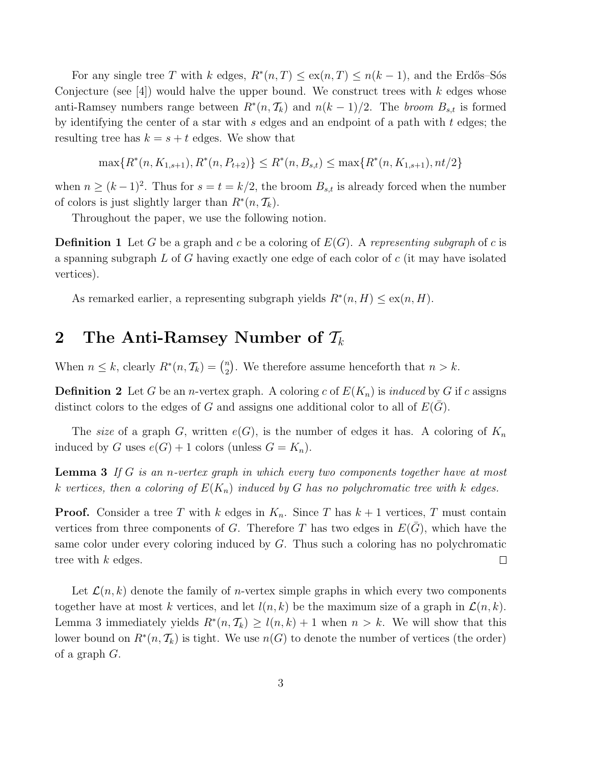For any single tree $T$ with $k$ edges, $R^*(n,T) \le \mathrm{ex}(n,T) \le n(k-1)$, and the Erdős–Sós Conjecture (see [4]) would halve the upper bound. We construct trees with $k$ edges whose anti-Ramsey numbers range between $R^*(n,\mathcal{T}_k)$ and $n(k-1)/2$. The *broom* $B_{s,t}$ is formed by identifying the center of a star with $s$ edges and an endpoint of a path with $t$ edges; the resulting tree has $k = s+t$ edges. We show that

$$\max\{R^*(n,K_{1,s+1}), R^*(n,P_{t+2})\} \le R^*(n,B_{s,t}) \le \max\{R^*(n,K_{1,s+1}), nt/2\}$$

when $n \ge (k-1)^2$. Thus for $s = t = k/2$, the broom $B_{s,t}$ is already forced when the number of colors is just slightly larger than $R^*(n,\mathcal{T}_k)$.

Throughout the paper, we use the following notion.

**Definition 1** Let $G$ be a graph and $c$ be a coloring of $E(G)$. A *representing subgraph* of $c$ is a spanning subgraph $L$ of $G$ having exactly one edge of each color of $c$ (it may have isolated vertices).

As remarked earlier, a representing subgraph yields $R^*(n,H) \le \mathrm{ex}(n,H)$.

## 2 The Anti-Ramsey Number of $\mathcal{T}_k$

When $n \le k$, clearly $R^*(n,\mathcal{T}_k) = \binom{n}{2}$. We therefore assume henceforth that $n > k$.

**Definition 2** Let $G$ be an $n$-vertex graph. A coloring $c$ of $E(K_n)$ is *induced* by $G$ if $c$ assigns distinct colors to the edges of $G$ and assigns one additional color to all of $E(\bar{G})$.

The *size* of a graph $G$, written $e(G)$, is the number of edges it has. A coloring of $K_n$ induced by $G$ uses $e(G)+1$ colors (unless $G = K_n$).

**Lemma 3** *If $G$ is an $n$-vertex graph in which every two components together have at most $k$ vertices, then a coloring of $E(K_n)$ induced by $G$ has no polychromatic tree with $k$ edges.*

**Proof.** Consider a tree $T$ with $k$ edges in $K_n$. Since $T$ has $k+1$ vertices, $T$ must contain vertices from three components of $G$. Therefore $T$ has two edges in $E(\bar{G})$, which have the same color under every coloring induced by $G$. Thus such a coloring has no polychromatic tree with $k$ edges. □

Let $\mathcal{L}(n,k)$ denote the family of $n$-vertex simple graphs in which every two components together have at most $k$ vertices, and let $l(n,k)$ be the maximum size of a graph in $\mathcal{L}(n,k)$. Lemma 3 immediately yields $R^*(n,\mathcal{T}_k) \ge l(n,k)+1$ when $n > k$. We will show that this lower bound on $R^*(n,\mathcal{T}_k)$ is tight. We use $n(G)$ to denote the number of vertices (the order) of a graph $G$.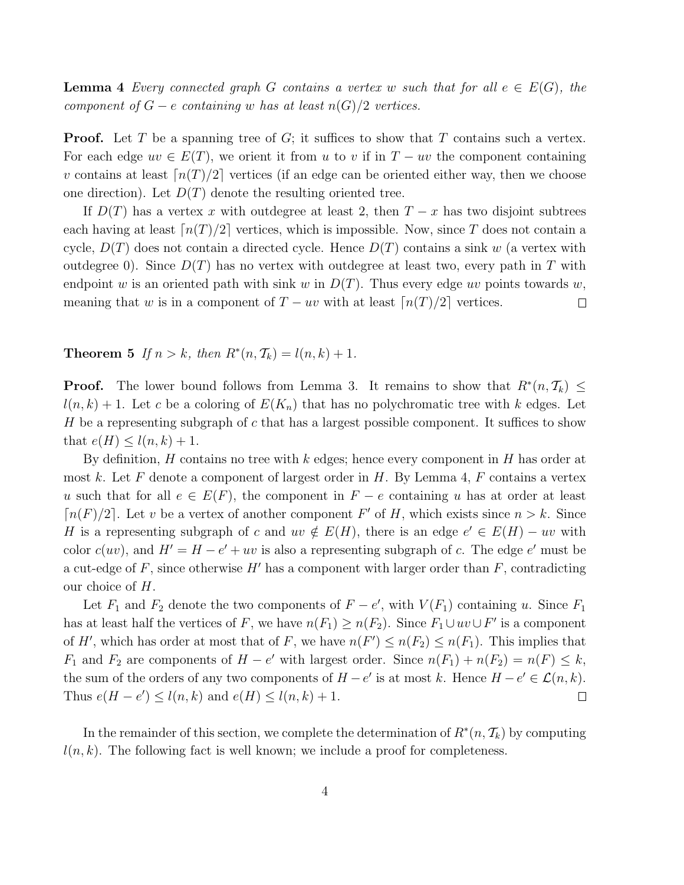**Lemma 4** *Every connected graph $G$ contains a vertex $w$ such that for all $e \in E(G)$, the component of $G - e$ containing $w$ has at least $n(G)/2$ vertices.*

**Proof.** Let $T$ be a spanning tree of $G$; it suffices to show that $T$ contains such a vertex. For each edge $uv \in E(T)$, we orient it from $u$ to $v$ if in $T - uv$ the component containing $v$ contains at least $\lceil n(T)/2 \rceil$ vertices (if an edge can be oriented either way, then we choose one direction). Let $D(T)$ denote the resulting oriented tree.

If $D(T)$ has a vertex $x$ with outdegree at least 2, then $T - x$ has two disjoint subtrees each having at least $\lceil n(T)/2 \rceil$ vertices, which is impossible. Now, since $T$ does not contain a cycle, $D(T)$ does not contain a directed cycle. Hence $D(T)$ contains a sink $w$ (a vertex with outdegree 0). Since $D(T)$ has no vertex with outdegree at least two, every path in $T$ with endpoint $w$ is an oriented path with sink $w$ in $D(T)$. Thus every edge $uv$ points towards $w$, meaning that $w$ is in a component of $T - uv$ with at least $\lceil n(T)/2 \rceil$ vertices. $\square$

**Theorem 5** *If $n > k$, then $R^*(n, \mathcal{T}_k) = l(n, k) + 1$.*

**Proof.** The lower bound follows from Lemma 3. It remains to show that $R^*(n, \mathcal{T}_k) \leq l(n, k) + 1$. Let $c$ be a coloring of $E(K_n)$ that has no polychromatic tree with $k$ edges. Let $H$ be a representing subgraph of $c$ that has a largest possible component. It suffices to show that $e(H) \leq l(n, k) + 1$.

By definition, $H$ contains no tree with $k$ edges; hence every component in $H$ has order at most $k$. Let $F$ denote a component of largest order in $H$. By Lemma 4, $F$ contains a vertex $u$ such that for all $e \in E(F)$, the component in $F - e$ containing $u$ has at order at least $\lceil n(F)/2 \rceil$. Let $v$ be a vertex of another component $F'$ of $H$, which exists since $n > k$. Since $H$ is a representing subgraph of $c$ and $uv \notin E(H)$, there is an edge $e' \in E(H) - uv$ with color $c(uv)$, and $H' = H - e' + uv$ is also a representing subgraph of $c$. The edge $e'$ must be a cut-edge of $F$, since otherwise $H'$ has a component with larger order than $F$, contradicting our choice of $H$.

Let $F_1$ and $F_2$ denote the two components of $F - e'$, with $V(F_1)$ containing $u$. Since $F_1$ has at least half the vertices of $F$, we have $n(F_1) \geq n(F_2)$. Since $F_1 \cup uv \cup F'$ is a component of $H'$, which has order at most that of $F$, we have $n(F') \leq n(F_2) \leq n(F_1)$. This implies that $F_1$ and $F_2$ are components of $H - e'$ with largest order. Since $n(F_1) + n(F_2) = n(F) \leq k$, the sum of the orders of any two components of $H - e'$ is at most $k$. Hence $H - e' \in \mathcal{L}(n, k)$. Thus $e(H - e') \leq l(n, k)$ and $e(H) \leq l(n, k) + 1$. $\square$

In the remainder of this section, we complete the determination of $R^*(n, \mathcal{T}_k)$ by computing $l(n, k)$. The following fact is well known; we include a proof for completeness.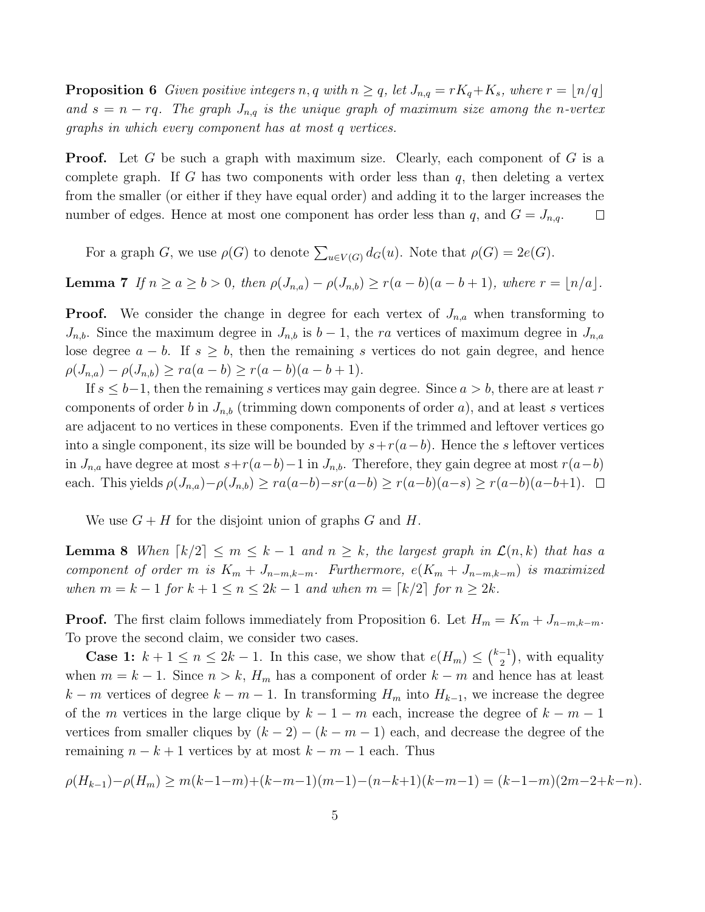**Proposition 6** *Given positive integers $n, q$ with $n \geq q$, let $J_{n,q} = rK_q + K_s$, where $r = \lfloor n/q \rfloor$ and $s = n - rq$. The graph $J_{n,q}$ is the unique graph of maximum size among the $n$-vertex graphs in which every component has at most $q$ vertices.*

**Proof.** Let $G$ be such a graph with maximum size. Clearly, each component of $G$ is a complete graph. If $G$ has two components with order less than $q$, then deleting a vertex from the smaller (or either if they have equal order) and adding it to the larger increases the number of edges. Hence at most one component has order less than $q$, and $G = J_{n,q}$. $\square$

For a graph $G$, we use $\rho(G)$ to denote $\sum_{u \in V(G)} d_G(u)$. Note that $\rho(G) = 2e(G)$.

**Lemma 7** *If $n \geq a \geq b > 0$, then $\rho(J_{n,a}) - \rho(J_{n,b}) \geq r(a-b)(a-b+1)$, where $r = \lfloor n/a \rfloor$.*

**Proof.** We consider the change in degree for each vertex of $J_{n,a}$ when transforming to $J_{n,b}$. Since the maximum degree in $J_{n,b}$ is $b-1$, the $ra$ vertices of maximum degree in $J_{n,a}$ lose degree $a-b$. If $s \geq b$, then the remaining $s$ vertices do not gain degree, and hence $\rho(J_{n,a}) - \rho(J_{n,b}) \geq ra(a-b) \geq r(a-b)(a-b+1)$.

If $s \leq b-1$, then the remaining $s$ vertices may gain degree. Since $a > b$, there are at least $r$ components of order $b$ in $J_{n,b}$ (trimming down components of order $a$), and at least $s$ vertices are adjacent to no vertices in these components. Even if the trimmed and leftover vertices go into a single component, its size will be bounded by $s + r(a-b)$. Hence the $s$ leftover vertices in $J_{n,a}$ have degree at most $s + r(a-b) - 1$ in $J_{n,b}$. Therefore, they gain degree at most $r(a-b)$ each. This yields $\rho(J_{n,a}) - \rho(J_{n,b}) \geq ra(a-b) - sr(a-b) \geq r(a-b)(a-s) \geq r(a-b)(a-b+1)$. $\square$

We use $G + H$ for the disjoint union of graphs $G$ and $H$.

**Lemma 8** *When $\lceil k/2 \rceil \leq m \leq k-1$ and $n \geq k$, the largest graph in $\mathcal{L}(n,k)$ that has a component of order $m$ is $K_m + J_{n-m,k-m}$. Furthermore, $e(K_m + J_{n-m,k-m})$ is maximized when $m = k-1$ for $k+1 \leq n \leq 2k-1$ and when $m = \lceil k/2 \rceil$ for $n \geq 2k$.*

**Proof.** The first claim follows immediately from Proposition 6. Let $H_m = K_m + J_{n-m,k-m}$. To prove the second claim, we consider two cases.

**Case 1:** $k+1 \leq n \leq 2k-1$. In this case, we show that $e(H_m) \leq \binom{k-1}{2}$, with equality when $m = k-1$. Since $n > k$, $H_m$ has a component of order $k-m$ and hence has at least $k-m$ vertices of degree $k-m-1$. In transforming $H_m$ into $H_{k-1}$, we increase the degree of the $m$ vertices in the large clique by $k-1-m$ each, increase the degree of $k-m-1$ vertices from smaller cliques by $(k-2)-(k-m-1)$ each, and decrease the degree of the remaining $n-k+1$ vertices by at most $k-m-1$ each. Thus

$$\rho(H_{k-1}) - \rho(H_m) \geq m(k-1-m) + (k-m-1)(m-1) - (n-k+1)(k-m-1) = (k-1-m)(2m-2+k-n).$$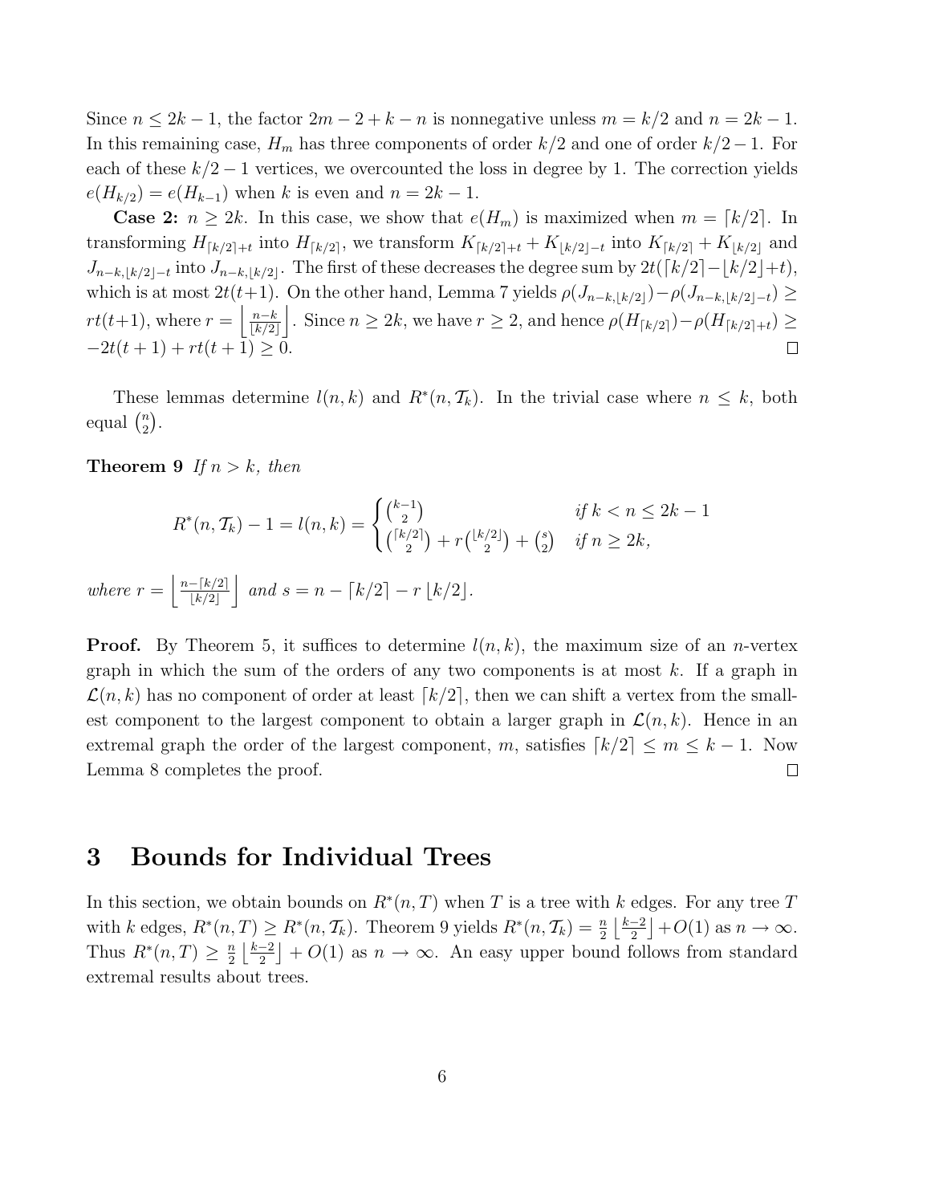Since $n \le 2k-1$, the factor $2m-2+k-n$ is nonnegative unless $m = k/2$ and $n = 2k-1$. In this remaining case, $H_m$ has three components of order $k/2$ and one of order $k/2-1$. For each of these $k/2-1$ vertices, we overcounted the loss in degree by 1. The correction yields $e(H_{k/2}) = e(H_{k-1})$ when $k$ is even and $n = 2k-1$.

**Case 2:** $n \ge 2k$. In this case, we show that $e(H_m)$ is maximized when $m = \lceil k/2 \rceil$. In transforming $H_{\lceil k/2 \rceil + t}$ into $H_{\lceil k/2 \rceil}$, we transform $K_{\lceil k/2 \rceil + t} + K_{\lfloor k/2 \rfloor - t}$ into $K_{\lceil k/2 \rceil} + K_{\lfloor k/2 \rfloor}$ and $J_{n-k, \lfloor k/2 \rfloor - t}$ into $J_{n-k, \lfloor k/2 \rfloor}$. The first of these decreases the degree sum by $2t(\lceil k/2 \rceil - \lfloor k/2 \rfloor + t)$, which is at most $2t(t+1)$. On the other hand, Lemma 7 yields $\rho(J_{n-k,\lfloor k/2 \rfloor}) - \rho(J_{n-k,\lfloor k/2 \rfloor - t}) \ge rt(t+1)$, where $r = \left\lfloor \frac{n-k}{\lfloor k/2 \rfloor} \right\rfloor$. Since $n \ge 2k$, we have $r \ge 2$, and hence $\rho(H_{\lceil k/2 \rceil}) - \rho(H_{\lceil k/2 \rceil + t}) \ge -2t(t+1) + rt(t+1) \ge 0$. $\square$

These lemmas determine $l(n,k)$ and $R^*(n, \mathcal{T}_k)$. In the trivial case where $n \le k$, both equal $\binom{n}{2}$.

**Theorem 9** *If $n > k$, then*

$$R^*(n, \mathcal{T}_k) - 1 = l(n,k) = \begin{cases} \binom{k-1}{2} & \text{if } k < n \le 2k-1 \\ \binom{\lceil k/2 \rceil}{2} + r\binom{\lfloor k/2 \rfloor}{2} + \binom{s}{2} & \text{if } n \ge 2k, \end{cases}$$

*where $r = \left\lfloor \frac{n - \lceil k/2 \rceil}{\lfloor k/2 \rfloor} \right\rfloor$ and $s = n - \lceil k/2 \rceil - r \lfloor k/2 \rfloor$.*

**Proof.** By Theorem 5, it suffices to determine $l(n,k)$, the maximum size of an $n$-vertex graph in which the sum of the orders of any two components is at most $k$. If a graph in $\mathcal{L}(n,k)$ has no component of order at least $\lceil k/2 \rceil$, then we can shift a vertex from the smallest component to the largest component to obtain a larger graph in $\mathcal{L}(n,k)$. Hence in an extremal graph the order of the largest component, $m$, satisfies $\lceil k/2 \rceil \le m \le k-1$. Now Lemma 8 completes the proof. $\square$

## 3 Bounds for Individual Trees

In this section, we obtain bounds on $R^*(n,T)$ when $T$ is a tree with $k$ edges. For any tree $T$ with $k$ edges, $R^*(n,T) \ge R^*(n, \mathcal{T}_k)$. Theorem 9 yields $R^*(n, \mathcal{T}_k) = \frac{n}{2} \left\lfloor \frac{k-2}{2} \right\rfloor + O(1)$ as $n \to \infty$. Thus $R^*(n,T) \ge \frac{n}{2} \left\lfloor \frac{k-2}{2} \right\rfloor + O(1)$ as $n \to \infty$. An easy upper bound follows from standard extremal results about trees.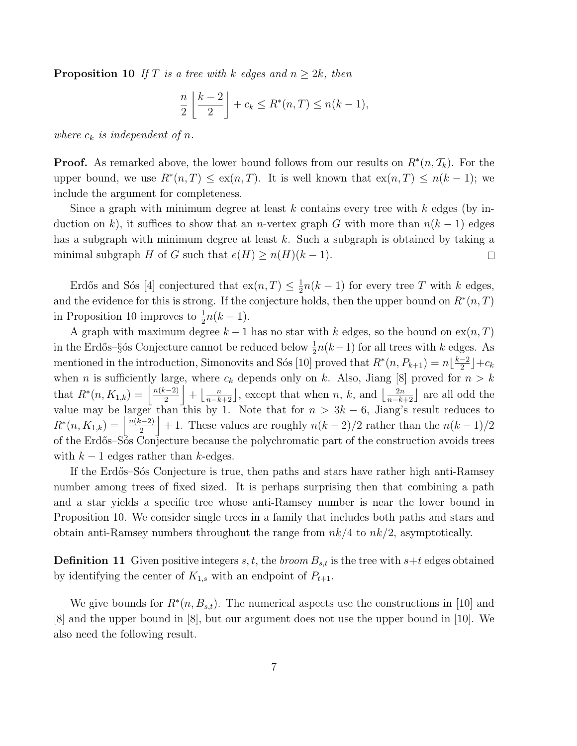**Proposition 10** *If $T$ is a tree with $k$ edges and $n \geq 2k$, then*

$$\frac{n}{2}\left\lfloor\frac{k-2}{2}\right\rfloor + c_k \leq R^*(n,T) \leq n(k-1),$$

*where $c_k$ is independent of $n$.*

**Proof.** As remarked above, the lower bound follows from our results on $R^*(n, \mathcal{T}_k)$. For the upper bound, we use $R^*(n,T) \leq \mathrm{ex}(n,T)$. It is well known that $\mathrm{ex}(n,T) \leq n(k-1)$; we include the argument for completeness.

Since a graph with minimum degree at least $k$ contains every tree with $k$ edges (by induction on $k$), it suffices to show that an $n$-vertex graph $G$ with more than $n(k-1)$ edges has a subgraph with minimum degree at least $k$. Such a subgraph is obtained by taking a minimal subgraph $H$ of $G$ such that $e(H) \geq n(H)(k-1)$. □

Erdős and Sós [4] conjectured that $\mathrm{ex}(n,T) \leq \frac{1}{2}n(k-1)$ for every tree $T$ with $k$ edges, and the evidence for this is strong. If the conjecture holds, then the upper bound on $R^*(n,T)$ in Proposition 10 improves to $\frac{1}{2}n(k-1)$.

A graph with maximum degree $k-1$ has no star with $k$ edges, so the bound on $\mathrm{ex}(n,T)$ in the Erdős–§ós Conjecture cannot be reduced below $\frac{1}{2}n(k-1)$ for all trees with $k$ edges. As mentioned in the introduction, Simonovits and Sós [10] proved that $R^*(n, P_{k+1}) = n\lfloor\frac{k-2}{2}\rfloor + c_k$ when $n$ is sufficiently large, where $c_k$ depends only on $k$. Also, Jiang [8] proved for $n > k$ that $R^*(n, K_{1,k}) = \left\lfloor\frac{n(k-2)}{2}\right\rfloor + \lfloor\frac{n}{n-k+2}\rfloor$, except that when $n$, $k$, and $\lfloor\frac{2n}{n-k+2}\rfloor$ are all odd the value may be larger than this by 1. Note that for $n > 3k-6$, Jiang's result reduces to $R^*(n, K_{1,k}) = \left\lfloor\frac{n(k-2)}{2}\right\rfloor + 1$. These values are roughly $n(k-2)/2$ rather than the $n(k-1)/2$ of the Erdős–Sós Conjecture because the polychromatic part of the construction avoids trees with $k-1$ edges rather than $k$-edges.

If the Erdős–Sós Conjecture is true, then paths and stars have rather high anti-Ramsey number among trees of fixed sized. It is perhaps surprising then that combining a path and a star yields a specific tree whose anti-Ramsey number is near the lower bound in Proposition 10. We consider single trees in a family that includes both paths and stars and obtain anti-Ramsey numbers throughout the range from $nk/4$ to $nk/2$, asymptotically.

**Definition 11** Given positive integers $s, t$, the *broom* $B_{s,t}$ is the tree with $s+t$ edges obtained by identifying the center of $K_{1,s}$ with an endpoint of $P_{t+1}$.

We give bounds for $R^*(n, B_{s,t})$. The numerical aspects use the constructions in [10] and [8] and the upper bound in [8], but our argument does not use the upper bound in [10]. We also need the following result.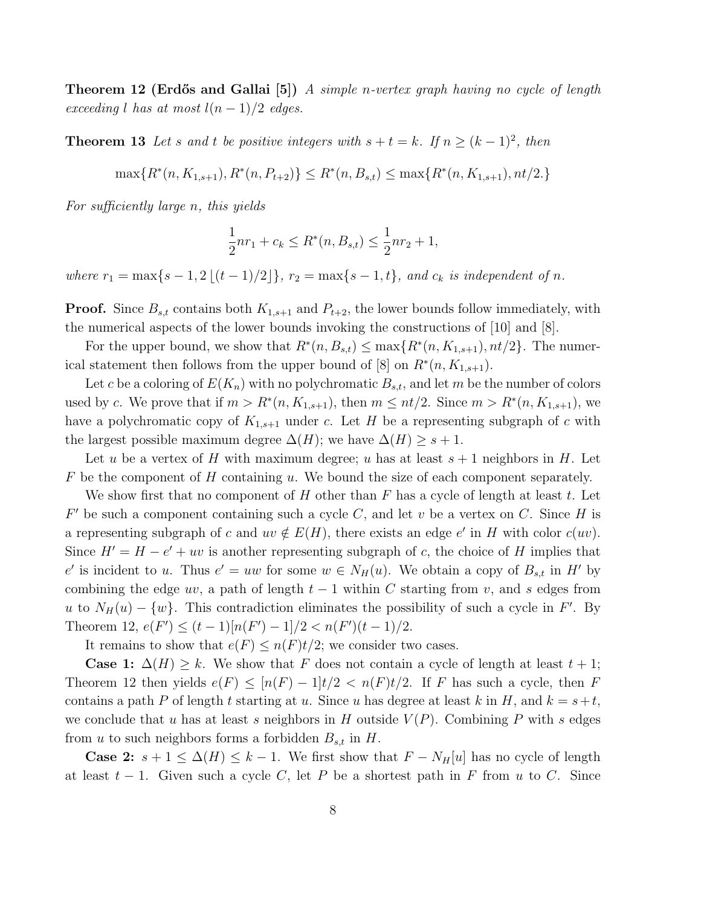**Theorem 12 (Erdős and Gallai [5])** *A simple n-vertex graph having no cycle of length exceeding l has at most $l(n-1)/2$ edges.*

**Theorem 13** *Let s and t be positive integers with $s + t = k$. If $n \geq (k-1)^2$, then*

$$\max\{R^*(n, K_{1,s+1}), R^*(n, P_{t+2})\} \leq R^*(n, B_{s,t}) \leq \max\{R^*(n, K_{1,s+1}), nt/2.\}$$

*For sufficiently large n, this yields*

$$\frac{1}{2}nr_1 + c_k \leq R^*(n, B_{s,t}) \leq \frac{1}{2}nr_2 + 1,$$

*where $r_1 = \max\{s-1, 2\lfloor (t-1)/2 \rfloor\}$, $r_2 = \max\{s-1, t\}$, and $c_k$ is independent of n.*

**Proof.** Since $B_{s,t}$ contains both $K_{1,s+1}$ and $P_{t+2}$, the lower bounds follow immediately, with the numerical aspects of the lower bounds invoking the constructions of [10] and [8].

For the upper bound, we show that $R^*(n, B_{s,t}) \leq \max\{R^*(n, K_{1,s+1}), nt/2\}$. The numerical statement then follows from the upper bound of [8] on $R^*(n, K_{1,s+1})$.

Let $c$ be a coloring of $E(K_n)$ with no polychromatic $B_{s,t}$, and let $m$ be the number of colors used by $c$. We prove that if $m > R^*(n, K_{1,s+1})$, then $m \leq nt/2$. Since $m > R^*(n, K_{1,s+1})$, we have a polychromatic copy of $K_{1,s+1}$ under $c$. Let $H$ be a representing subgraph of $c$ with the largest possible maximum degree $\Delta(H)$; we have $\Delta(H) \geq s+1$.

Let $u$ be a vertex of $H$ with maximum degree; $u$ has at least $s+1$ neighbors in $H$. Let $F$ be the component of $H$ containing $u$. We bound the size of each component separately.

We show first that no component of $H$ other than $F$ has a cycle of length at least $t$. Let $F'$ be such a component containing such a cycle $C$, and let $v$ be a vertex on $C$. Since $H$ is a representing subgraph of $c$ and $uv \notin E(H)$, there exists an edge $e'$ in $H$ with color $c(uv)$. Since $H' = H - e' + uv$ is another representing subgraph of $c$, the choice of $H$ implies that $e'$ is incident to $u$. Thus $e' = uw$ for some $w \in N_H(u)$. We obtain a copy of $B_{s,t}$ in $H'$ by combining the edge $uv$, a path of length $t-1$ within $C$ starting from $v$, and $s$ edges from $u$ to $N_H(u) - \{w\}$. This contradiction eliminates the possibility of such a cycle in $F'$. By Theorem 12, $e(F') \leq (t-1)[n(F') - 1]/2 < n(F')(t-1)/2$.

It remains to show that $e(F) \leq n(F)t/2$; we consider two cases.

**Case 1:** $\Delta(H) \geq k$. We show that $F$ does not contain a cycle of length at least $t+1$; Theorem 12 then yields $e(F) \leq [n(F) - 1]t/2 < n(F)t/2$. If $F$ has such a cycle, then $F$ contains a path $P$ of length $t$ starting at $u$. Since $u$ has degree at least $k$ in $H$, and $k = s+t$, we conclude that $u$ has at least $s$ neighbors in $H$ outside $V(P)$. Combining $P$ with $s$ edges from $u$ to such neighbors forms a forbidden $B_{s,t}$ in $H$.

**Case 2:** $s+1 \leq \Delta(H) \leq k-1$. We first show that $F - N_H[u]$ has no cycle of length at least $t-1$. Given such a cycle $C$, let $P$ be a shortest path in $F$ from $u$ to $C$. Since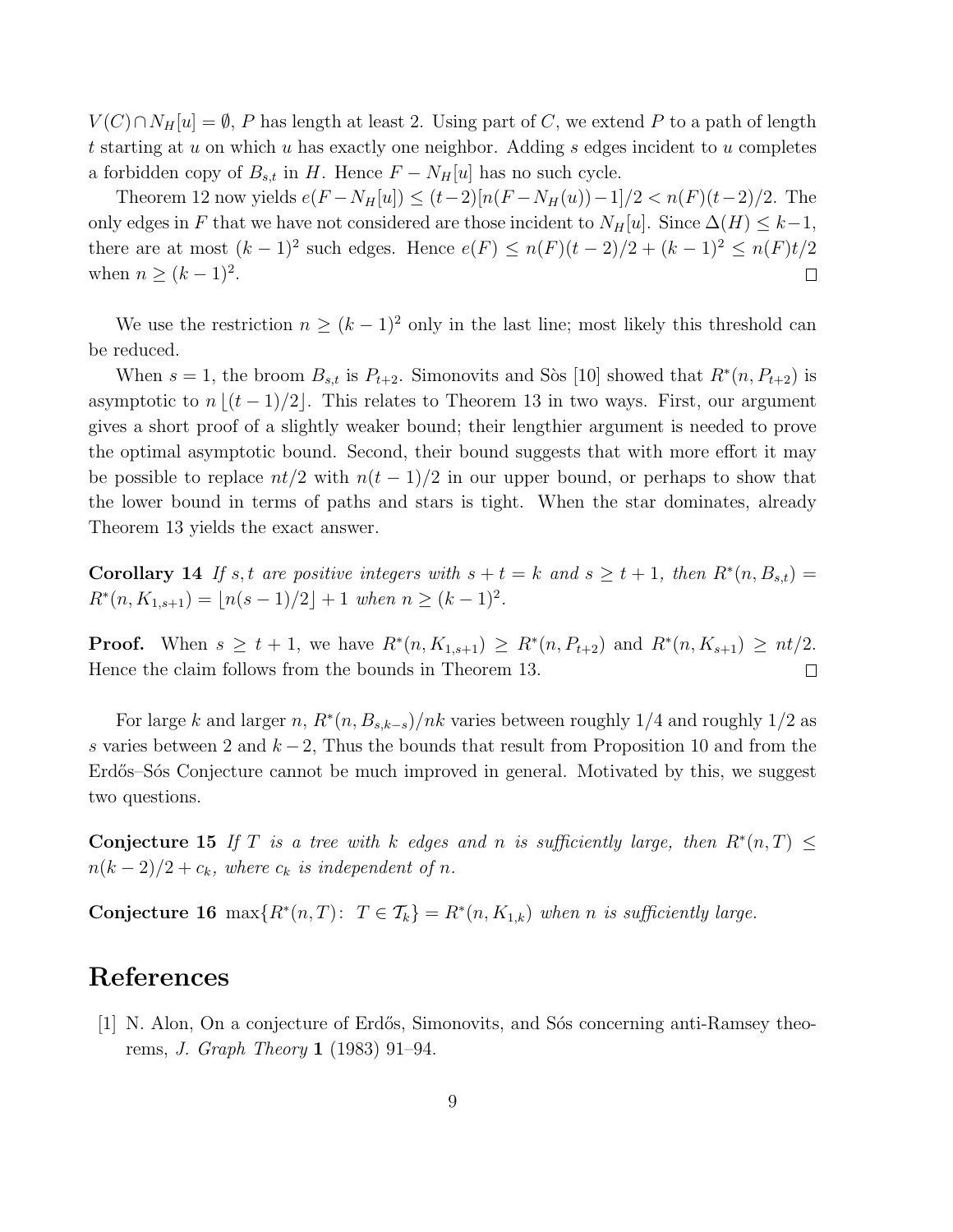$V(C) \cap N_H[u] = \emptyset$, $P$ has length at least 2. Using part of $C$, we extend $P$ to a path of length $t$ starting at $u$ on which $u$ has exactly one neighbor. Adding $s$ edges incident to $u$ completes a forbidden copy of $B_{s,t}$ in $H$. Hence $F - N_H[u]$ has no such cycle.

Theorem 12 now yields $e(F - N_H[u]) \le (t-2)[n(F - N_H(u)) - 1]/2 < n(F)(t-2)/2$. The only edges in $F$ that we have not considered are those incident to $N_H[u]$. Since $\Delta(H) \le k-1$, there are at most $(k-1)^2$ such edges. Hence $e(F) \le n(F)(t-2)/2 + (k-1)^2 \le n(F)t/2$ when $n \ge (k-1)^2$. □

We use the restriction $n \ge (k-1)^2$ only in the last line; most likely this threshold can be reduced.

When $s = 1$, the broom $B_{s,t}$ is $P_{t+2}$. Simonovits and Sòs [10] showed that $R^*(n, P_{t+2})$ is asymptotic to $n\lfloor (t-1)/2 \rfloor$. This relates to Theorem 13 in two ways. First, our argument gives a short proof of a slightly weaker bound; their lengthier argument is needed to prove the optimal asymptotic bound. Second, their bound suggests that with more effort it may be possible to replace $nt/2$ with $n(t-1)/2$ in our upper bound, or perhaps to show that the lower bound in terms of paths and stars is tight. When the star dominates, already Theorem 13 yields the exact answer.

**Corollary 14** *If $s, t$ are positive integers with $s + t = k$ and $s \ge t + 1$, then $R^*(n, B_{s,t}) = R^*(n, K_{1,s+1}) = \lfloor n(s-1)/2 \rfloor + 1$ when $n \ge (k-1)^2$.*

**Proof.** When $s \ge t + 1$, we have $R^*(n, K_{1,s+1}) \ge R^*(n, P_{t+2})$ and $R^*(n, K_{s+1}) \ge nt/2$. Hence the claim follows from the bounds in Theorem 13. □

For large $k$ and larger $n$, $R^*(n, B_{s,k-s})/nk$ varies between roughly 1/4 and roughly 1/2 as $s$ varies between 2 and $k-2$, Thus the bounds that result from Proposition 10 and from the Erdős–Sós Conjecture cannot be much improved in general. Motivated by this, we suggest two questions.

**Conjecture 15** *If $T$ is a tree with $k$ edges and $n$ is sufficiently large, then $R^*(n, T) \le n(k-2)/2 + c_k$, where $c_k$ is independent of $n$.*

**Conjecture 16** $\max\{R^*(n, T) \colon\ T \in \mathcal{T}_k\} = R^*(n, K_{1,k})$ *when $n$ is sufficiently large.*

# References

[1] N. Alon, On a conjecture of Erdős, Simonovits, and Sós concerning anti-Ramsey theorems, *J. Graph Theory* **1** (1983) 91–94.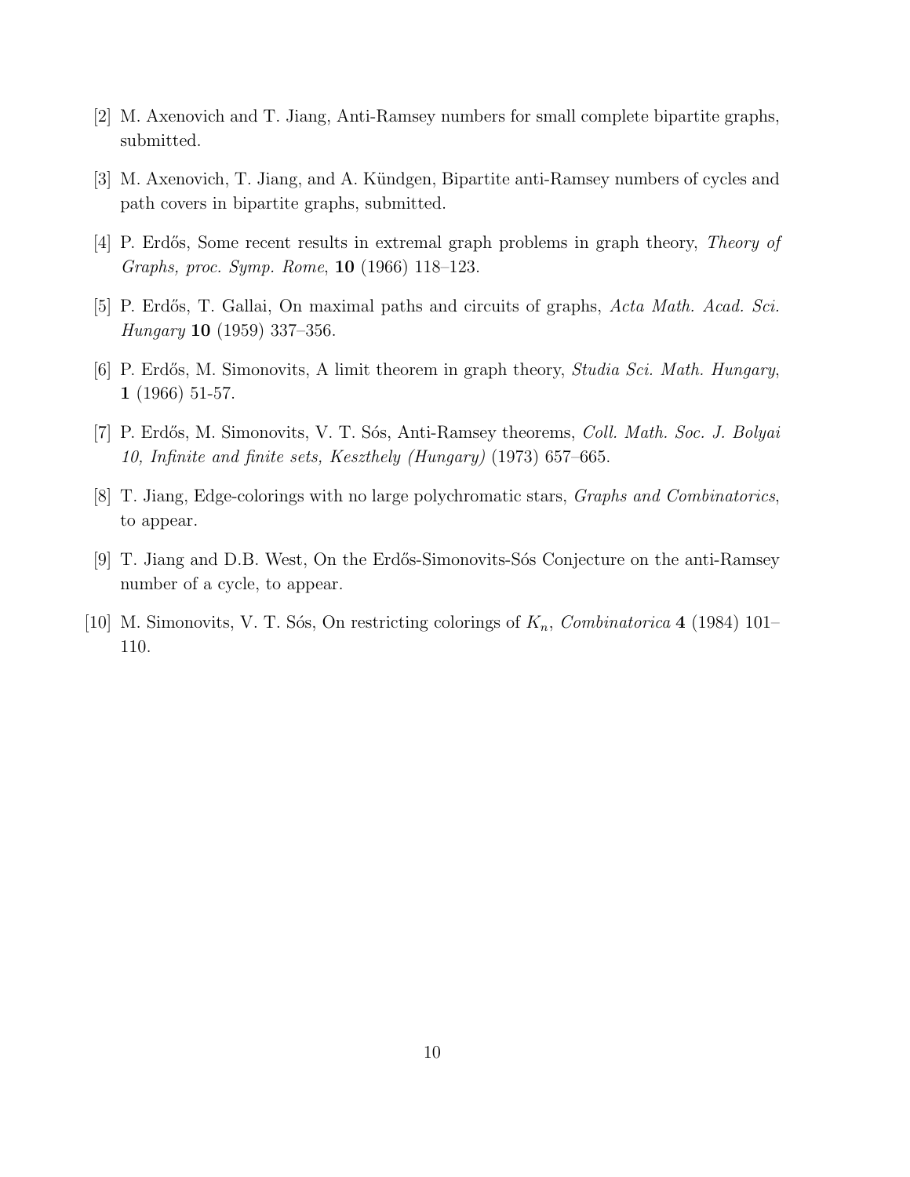[2] M. Axenovich and T. Jiang, Anti-Ramsey numbers for small complete bipartite graphs, submitted.

[3] M. Axenovich, T. Jiang, and A. Kündgen, Bipartite anti-Ramsey numbers of cycles and path covers in bipartite graphs, submitted.

[4] P. Erdős, Some recent results in extremal graph problems in graph theory, *Theory of Graphs, proc. Symp. Rome*, **10** (1966) 118–123.

[5] P. Erdős, T. Gallai, On maximal paths and circuits of graphs, *Acta Math. Acad. Sci. Hungary* **10** (1959) 337–356.

[6] P. Erdős, M. Simonovits, A limit theorem in graph theory, *Studia Sci. Math. Hungary*, **1** (1966) 51-57.

[7] P. Erdős, M. Simonovits, V. T. Sós, Anti-Ramsey theorems, *Coll. Math. Soc. J. Bolyai 10, Infinite and finite sets, Keszthely (Hungary)* (1973) 657–665.

[8] T. Jiang, Edge-colorings with no large polychromatic stars, *Graphs and Combinatorics*, to appear.

[9] T. Jiang and D.B. West, On the Erdős-Simonovits-Sós Conjecture on the anti-Ramsey number of a cycle, to appear.

[10] M. Simonovits, V. T. Sós, On restricting colorings of $K_n$, *Combinatorica* **4** (1984) 101–110.